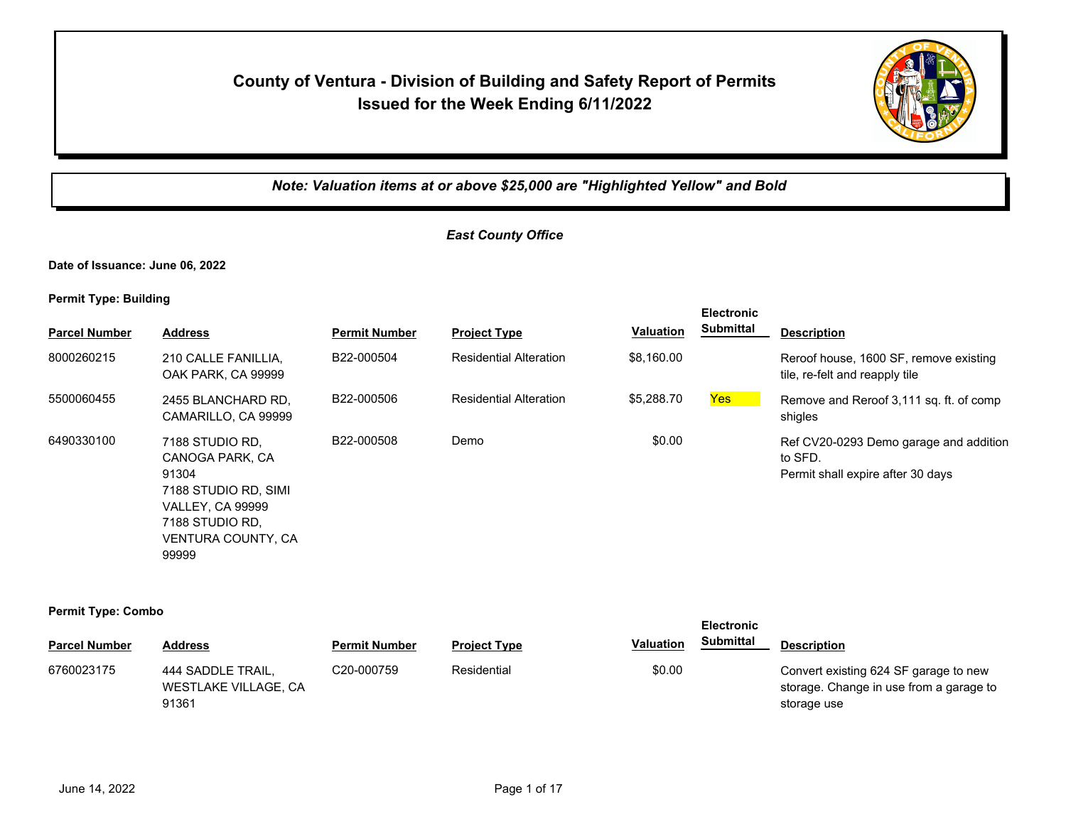# County of Venture - Division of Building and Safety Report of Permits Issued for the Week Ending 6/11/2022

*Note: Valuation items at or above $25,000 are "Highlighted Yellow" and Bold*

## *East County Office*

**Date of Issuance: June 06, 2022**

**Permit Type: Building**

| Parcel Number | Address | Permit Number | Project Type | Valuation | Electronic Submittal | Description |
|---|---|---|---|---|---|---|
| 8000260215 | 210 CALLE FANILLIA, OAK PARK, CA 99999 | B22-000504 | Residential Alteration | $8,160.00 | | Reroof house, 1600 SF, remove existing tile, re-felt and reapply tile |
| 5500060455 | 2455 BLANCHARD RD, CAMARILLO, CA 99999 | B22-000506 | Residential Alteration | $5,288.70 | Yes | Remove and Reroof 3,111 sq. ft. of comp shigles |
| 6490330100 | 7188 STUDIO RD, CANOGA PARK, CA 91304<br>7188 STUDIO RD, SIMI VALLEY, CA 99999<br>7188 STUDIO RD, VENTURA COUNTY, CA 99999 | B22-000508 | Demo | $0.00 | | Ref CV20-0293 Demo garage and addition to SFD.<br>Permit shall expire after 30 days |

**Permit Type: Combo**

| Parcel Number | Address | Permit Number | Project Type | Valuation | Electronic Submittal | Description |
|---|---|---|---|---|---|---|
| 6760023175 | 444 SADDLE TRAIL, WESTLAKE VILLAGE, CA 91361 | C20-000759 | Residential | $0.00 | | Convert existing 624 SF garage to new storage. Change in use from a garage to storage use |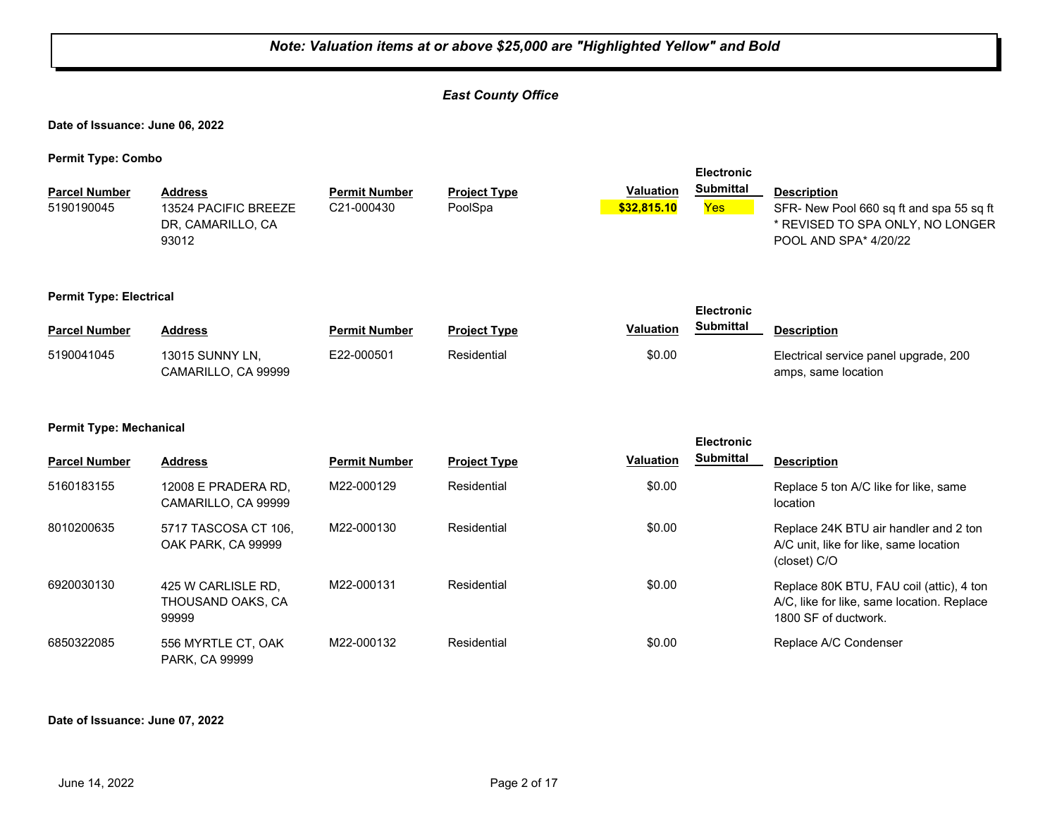***Note: Valuation items at or above $25,000 are "Highlighted Yellow" and Bold***

***East County Office***

**Date of Issuance: June 06, 2022**

**Permit Type: Combo**

| Parcel Number | Address | Permit Number | Project Type | Valuation | Electronic Submittal | Description |
|---|---|---|---|---|---|---|
| 5190190045 | 13524 PACIFIC BREEZE DR, CAMARILLO, CA 93012 | C21-000430 | PoolSpa | **$32,815.10** | Yes | SFR- New Pool 660 sq ft and spa 55 sq ft * REVISED TO SPA ONLY, NO LONGER POOL AND SPA* 4/20/22 |

**Permit Type: Electrical**

| Parcel Number | Address | Permit Number | Project Type | Valuation | Electronic Submittal | Description |
|---|---|---|---|---|---|---|
| 5190041045 | 13015 SUNNY LN, CAMARILLO, CA 99999 | E22-000501 | Residential | $0.00 | | Electrical service panel upgrade, 200 amps, same location |

**Permit Type: Mechanical**

| Parcel Number | Address | Permit Number | Project Type | Valuation | Electronic Submittal | Description |
|---|---|---|---|---|---|---|
| 5160183155 | 12008 E PRADERA RD, CAMARILLO, CA 99999 | M22-000129 | Residential | $0.00 | | Replace 5 ton A/C like for like, same location |
| 8010200635 | 5717 TASCOSA CT 106, OAK PARK, CA 99999 | M22-000130 | Residential | $0.00 | | Replace 24K BTU air handler and 2 ton A/C unit, like for like, same location (closet) C/O |
| 6920030130 | 425 W CARLISLE RD, THOUSAND OAKS, CA 99999 | M22-000131 | Residential | $0.00 | | Replace 80K BTU, FAU coil (attic), 4 ton A/C, like for like, same location. Replace 1800 SF of ductwork. |
| 6850322085 | 556 MYRTLE CT, OAK PARK, CA 99999 | M22-000132 | Residential | $0.00 | | Replace A/C Condenser |

**Date of Issuance: June 07, 2022**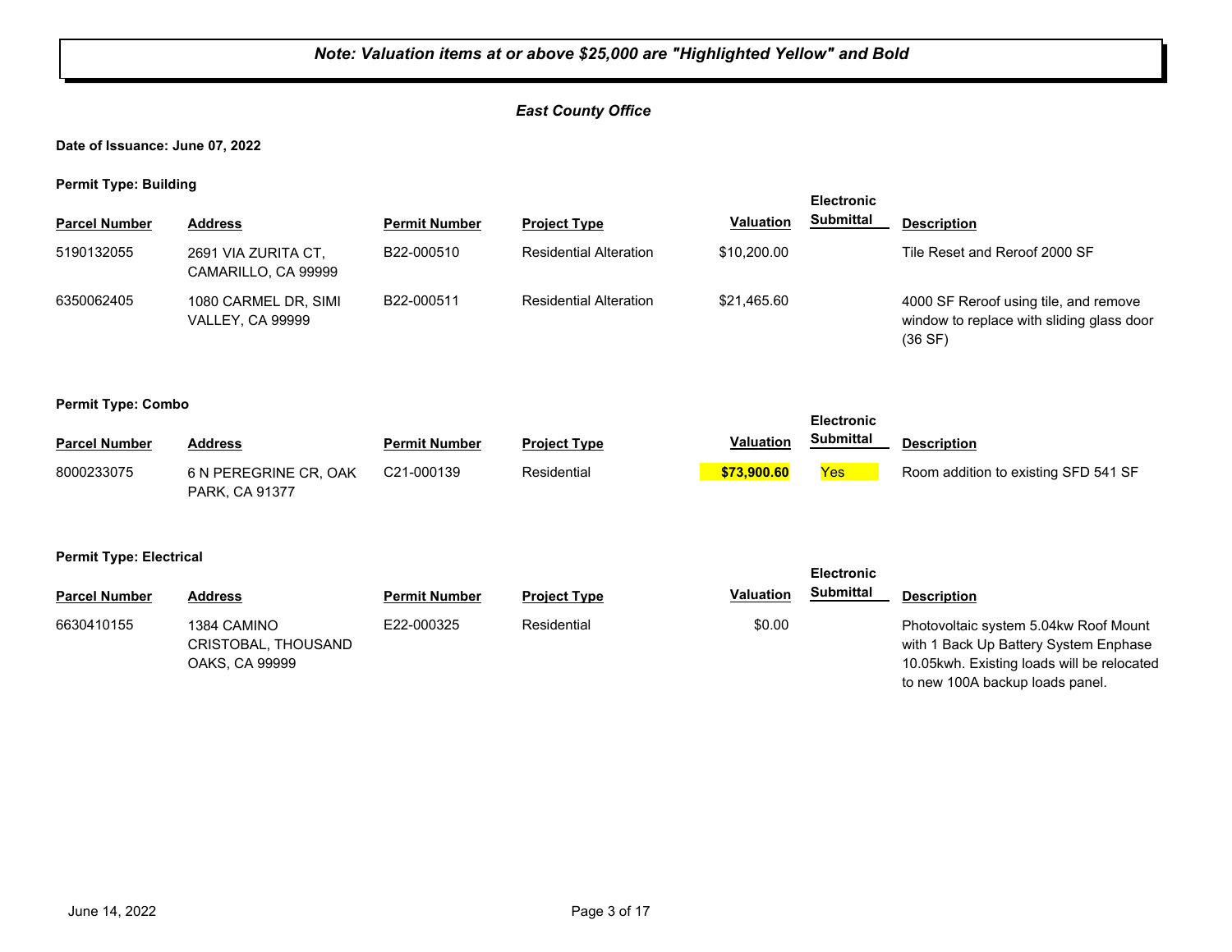***Note: Valuation items at or above $25,000 are "Highlighted Yellow" and Bold***

***East County Office***

**Date of Issuance: June 07, 2022**

**Permit Type: Building**

| Parcel Number | Address | Permit Number | Project Type | Valuation | Electronic Submittal | Description |
|---|---|---|---|---|---|---|
| 5190132055 | 2691 VIA ZURITA CT, CAMARILLO, CA 99999 | B22-000510 | Residential Alteration | $10,200.00 | | Tile Reset and Reroof 2000 SF |
| 6350062405 | 1080 CARMEL DR, SIMI VALLEY, CA 99999 | B22-000511 | Residential Alteration | $21,465.60 | | 4000 SF Reroof using tile, and remove window to replace with sliding glass door (36 SF) |

**Permit Type: Combo**

| Parcel Number | Address | Permit Number | Project Type | Valuation | Electronic Submittal | Description |
|---|---|---|---|---|---|---|
| 8000233075 | 6 N PEREGRINE CR, OAK PARK, CA 91377 | C21-000139 | Residential | **$73,900.60** | Yes | Room addition to existing SFD 541 SF |

**Permit Type: Electrical**

| Parcel Number | Address | Permit Number | Project Type | Valuation | Electronic Submittal | Description |
|---|---|---|---|---|---|---|
| 6630410155 | 1384 CAMINO CRISTOBAL, THOUSAND OAKS, CA 99999 | E22-000325 | Residential | $0.00 | | Photovoltaic system 5.04kw Roof Mount with 1 Back Up Battery System Enphase 10.05kwh. Existing loads will be relocated to new 100A backup loads panel. |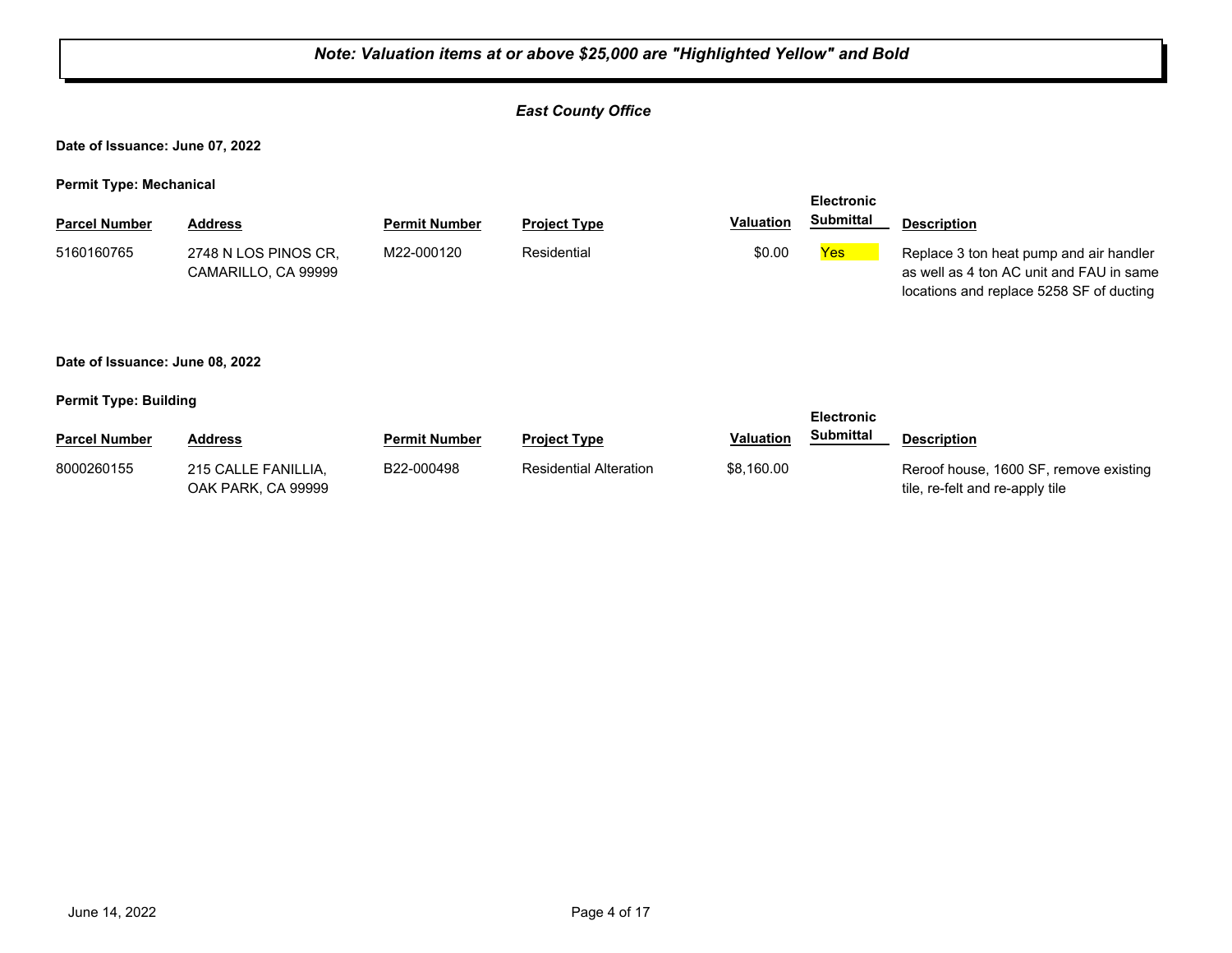***Note: Valuation items at or above $25,000 are "Highlighted Yellow" and Bold***

***East County Office***

**Date of Issuance: June 07, 2022**

**Permit Type: Mechanical**

| Parcel Number | Address | Permit Number | Project Type | Valuation | Electronic Submittal | Description |
|---|---|---|---|---|---|---|
| 5160160765 | 2748 N LOS PINOS CR, CAMARILLO, CA 99999 | M22-000120 | Residential | $0.00 | Yes | Replace 3 ton heat pump and air handler as well as 4 ton AC unit and FAU in same locations and replace 5258 SF of ducting |

**Date of Issuance: June 08, 2022**

**Permit Type: Building**

| Parcel Number | Address | Permit Number | Project Type | Valuation | Electronic Submittal | Description |
|---|---|---|---|---|---|---|
| 8000260155 | 215 CALLE FANILLIA, OAK PARK, CA 99999 | B22-000498 | Residential Alteration | $8,160.00 | | Reroof house, 1600 SF, remove existing tile, re-felt and re-apply tile |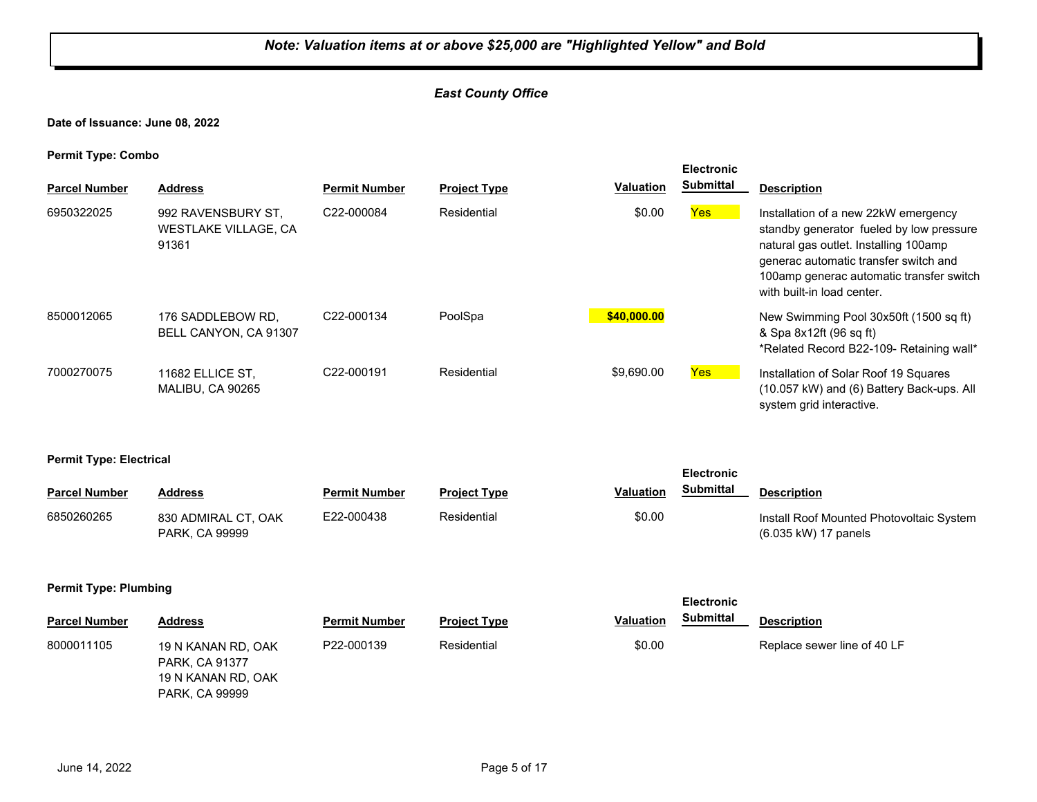***Note: Valuation items at or above $25,000 are "Highlighted Yellow" and Bold***

***East County Office***

**Date of Issuance: June 08, 2022**

**Permit Type: Combo**

| Parcel Number | Address | Permit Number | Project Type | Valuation | Electronic Submittal | Description |
|---|---|---|---|---|---|---|
| 6950322025 | 992 RAVENSBURY ST, WESTLAKE VILLAGE, CA 91361 | C22-000084 | Residential | $0.00 | Yes | Installation of a new 22kW emergency standby generator fueled by low pressure natural gas outlet. Installing 100amp generac automatic transfer switch and 100amp generac automatic transfer switch with built-in load center. |
| 8500012065 | 176 SADDLEBOW RD, BELL CANYON, CA 91307 | C22-000134 | PoolSpa | **$40,000.00** | | New Swimming Pool 30x50ft (1500 sq ft) & Spa 8x12ft (96 sq ft) *Related Record B22-109- Retaining wall* |
| 7000270075 | 11682 ELLICE ST, MALIBU, CA 90265 | C22-000191 | Residential | $9,690.00 | Yes | Installation of Solar Roof 19 Squares (10.057 kW) and (6) Battery Back-ups. All system grid interactive. |

**Permit Type: Electrical**

| Parcel Number | Address | Permit Number | Project Type | Valuation | Electronic Submittal | Description |
|---|---|---|---|---|---|---|
| 6850260265 | 830 ADMIRAL CT, OAK PARK, CA 99999 | E22-000438 | Residential | $0.00 | | Install Roof Mounted Photovoltaic System (6.035 kW) 17 panels |

**Permit Type: Plumbing**

| Parcel Number | Address | Permit Number | Project Type | Valuation | Electronic Submittal | Description |
|---|---|---|---|---|---|---|
| 8000011105 | 19 N KANAN RD, OAK PARK, CA 91377 19 N KANAN RD, OAK PARK, CA 99999 | P22-000139 | Residential | $0.00 | | Replace sewer line of 40 LF |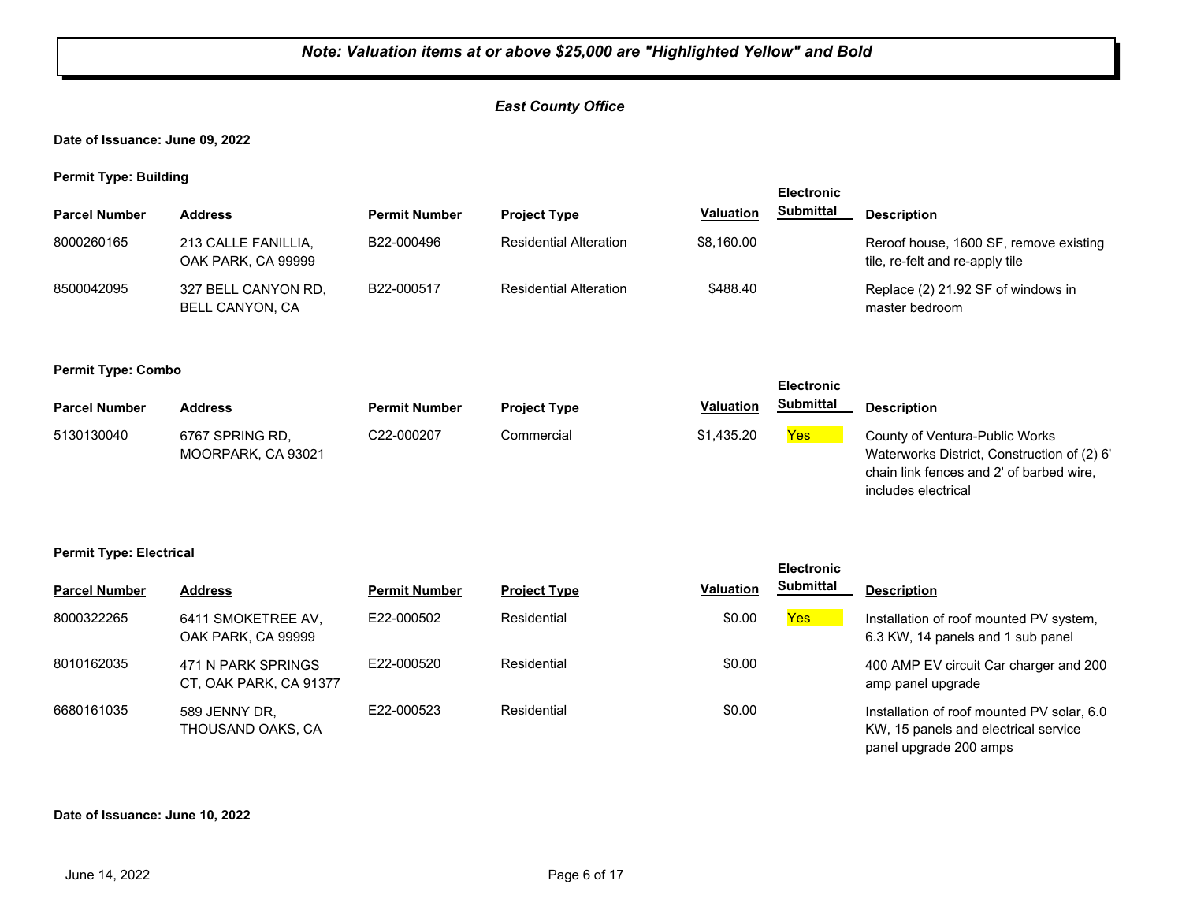***Note: Valuation items at or above $25,000 are "Highlighted Yellow" and Bold***

***East County Office***

**Date of Issuance: June 09, 2022**

**Permit Type: Building**

| Parcel Number | Address | Permit Number | Project Type | Valuation | Electronic Submittal | Description |
|---|---|---|---|---|---|---|
| 8000260165 | 213 CALLE FANILLIA, OAK PARK, CA 99999 | B22-000496 | Residential Alteration | $8,160.00 | | Reroof house, 1600 SF, remove existing tile, re-felt and re-apply tile |
| 8500042095 | 327 BELL CANYON RD, BELL CANYON, CA | B22-000517 | Residential Alteration | $488.40 | | Replace (2) 21.92 SF of windows in master bedroom |

**Permit Type: Combo**

| Parcel Number | Address | Permit Number | Project Type | Valuation | Electronic Submittal | Description |
|---|---|---|---|---|---|---|
| 5130130040 | 6767 SPRING RD, MOORPARK, CA 93021 | C22-000207 | Commercial | $1,435.20 | Yes | County of Ventura-Public Works Waterworks District, Construction of (2) 6' chain link fences and 2' of barbed wire, includes electrical |

**Permit Type: Electrical**

| Parcel Number | Address | Permit Number | Project Type | Valuation | Electronic Submittal | Description |
|---|---|---|---|---|---|---|
| 8000322265 | 6411 SMOKETREE AV, OAK PARK, CA 99999 | E22-000502 | Residential | $0.00 | Yes | Installation of roof mounted PV system, 6.3 KW, 14 panels and 1 sub panel |
| 8010162035 | 471 N PARK SPRINGS CT, OAK PARK, CA 91377 | E22-000520 | Residential | $0.00 | | 400 AMP EV circuit Car charger and 200 amp panel upgrade |
| 6680161035 | 589 JENNY DR, THOUSAND OAKS, CA | E22-000523 | Residential | $0.00 | | Installation of roof mounted PV solar, 6.0 KW, 15 panels and electrical service panel upgrade 200 amps |

**Date of Issuance: June 10, 2022**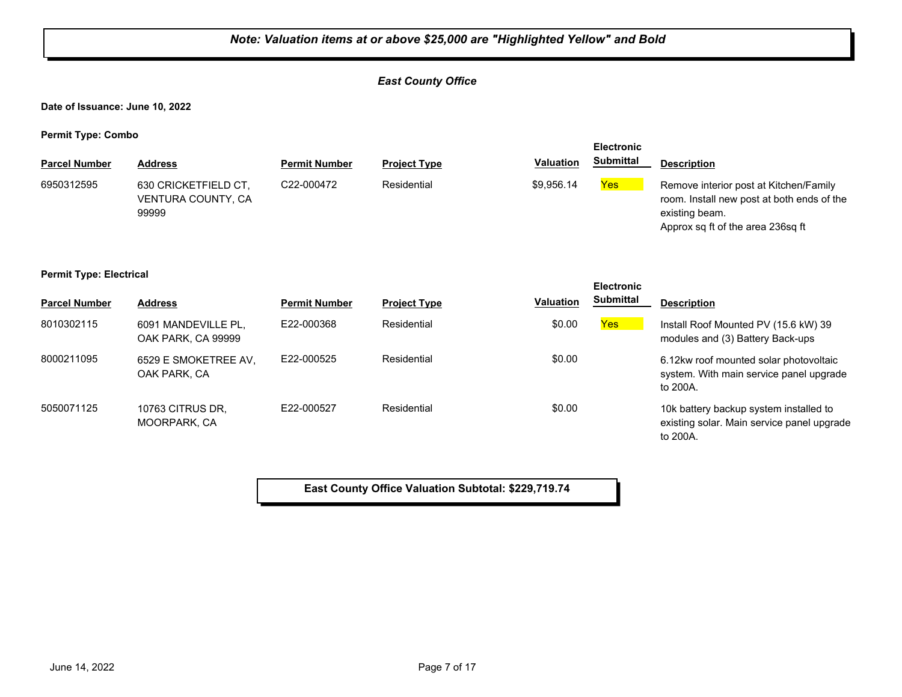***Note: Valuation items at or above $25,000 are "Highlighted Yellow" and Bold***

***East County Office***

**Date of Issuance: June 10, 2022**

**Permit Type: Combo**

| Parcel Number | Address | Permit Number | Project Type | Valuation | Electronic Submittal | Description |
|---|---|---|---|---|---|---|
| 6950312595 | 630 CRICKETFIELD CT, VENTURA COUNTY, CA 99999 | C22-000472 | Residential | $9,956.14 | Yes | Remove interior post at Kitchen/Family room. Install new post at both ends of the existing beam. Approx sq ft of the area 236sq ft |

**Permit Type: Electrical**

| Parcel Number | Address | Permit Number | Project Type | Valuation | Electronic Submittal | Description |
|---|---|---|---|---|---|---|
| 8010302115 | 6091 MANDEVILLE PL, OAK PARK, CA 99999 | E22-000368 | Residential | $0.00 | Yes | Install Roof Mounted PV (15.6 kW) 39 modules and (3) Battery Back-ups |
| 8000211095 | 6529 E SMOKETREE AV, OAK PARK, CA | E22-000525 | Residential | $0.00 | | 6.12kw roof mounted solar photovoltaic system. With main service panel upgrade to 200A. |
| 5050071125 | 10763 CITRUS DR, MOORPARK, CA | E22-000527 | Residential | $0.00 | | 10k battery backup system installed to existing solar. Main service panel upgrade to 200A. |

**East County Office Valuation Subtotal: $229,719.74**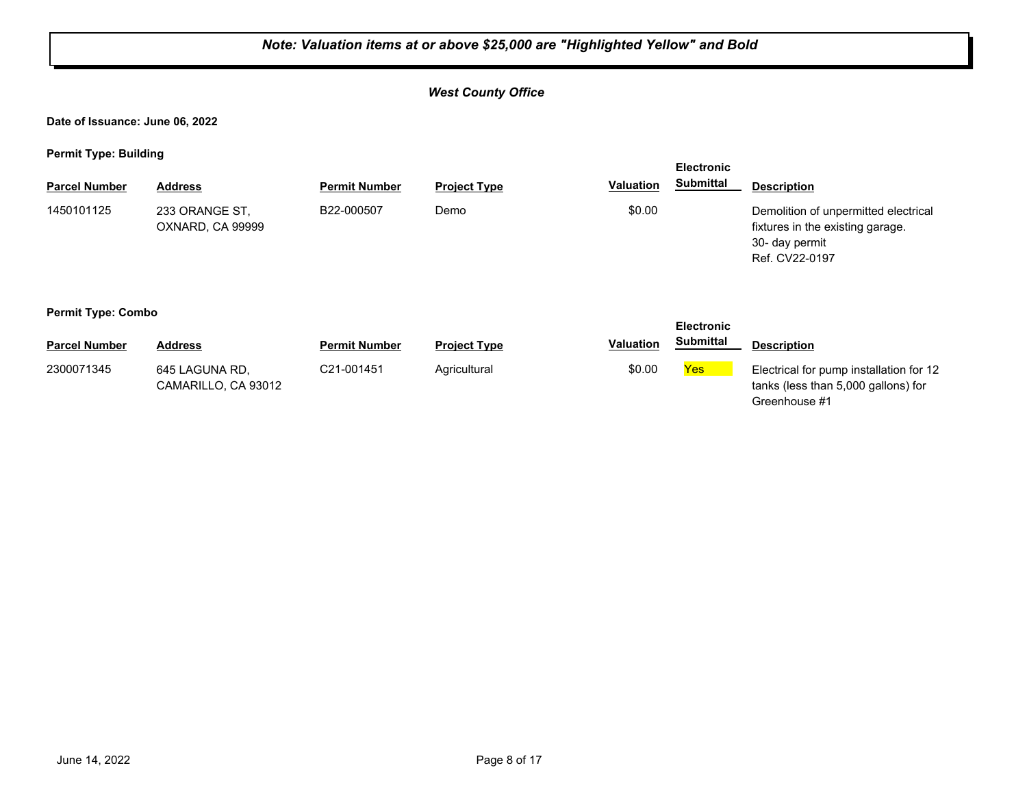***Note: Valuation items at or above $25,000 are "Highlighted Yellow" and Bold***

***West County Office***

**Date of Issuance: June 06, 2022**

**Permit Type: Building**

| Parcel Number | Address | Permit Number | Project Type | Valuation | Electronic Submittal | Description |
|---|---|---|---|---|---|---|
| 1450101125 | 233 ORANGE ST, OXNARD, CA 99999 | B22-000507 | Demo | $0.00 | | Demolition of unpermitted electrical fixtures in the existing garage. 30- day permit Ref. CV22-0197 |

**Permit Type: Combo**

| Parcel Number | Address | Permit Number | Project Type | Valuation | Electronic Submittal | Description |
|---|---|---|---|---|---|---|
| 2300071345 | 645 LAGUNA RD, CAMARILLO, CA 93012 | C21-001451 | Agricultural | $0.00 | Yes | Electrical for pump installation for 12 tanks (less than 5,000 gallons) for Greenhouse #1 |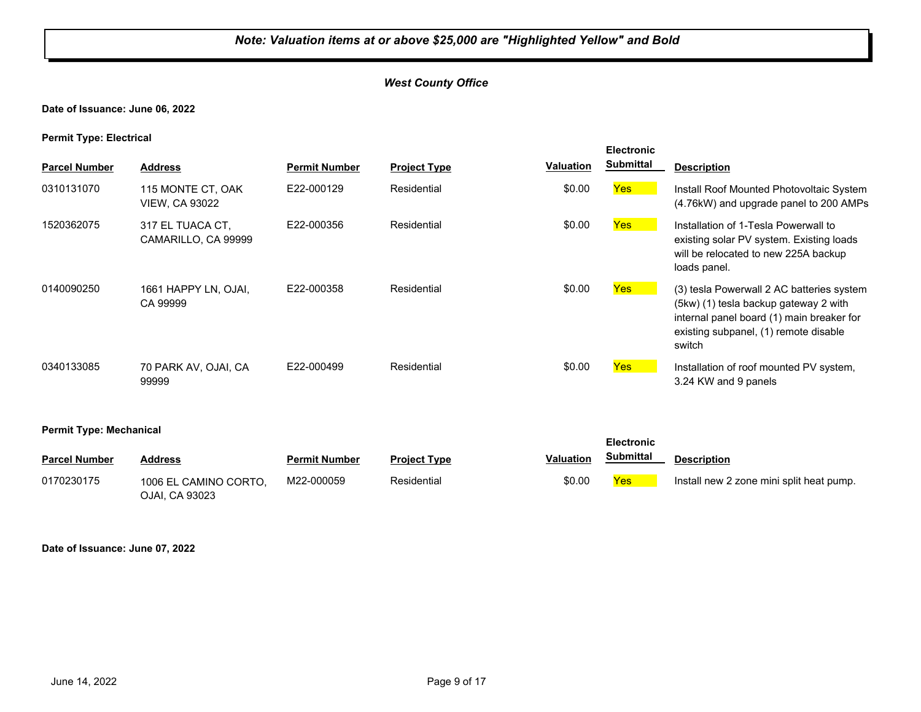***Note: Valuation items at or above $25,000 are "Highlighted Yellow" and Bold***

***West County Office***

**Date of Issuance: June 06, 2022**

**Permit Type: Electrical**

| Parcel Number | Address | Permit Number | Project Type | Valuation | Electronic Submittal | Description |
|---|---|---|---|---|---|---|
| 0310131070 | 115 MONTE CT, OAK VIEW, CA 93022 | E22-000129 | Residential | $0.00 | Yes | Install Roof Mounted Photovoltaic System (4.76kW) and upgrade panel to 200 AMPs |
| 1520362075 | 317 EL TUACA CT, CAMARILLO, CA 99999 | E22-000356 | Residential | $0.00 | Yes | Installation of 1-Tesla Powerwall to existing solar PV system. Existing loads will be relocated to new 225A backup loads panel. |
| 0140090250 | 1661 HAPPY LN, OJAI, CA 99999 | E22-000358 | Residential | $0.00 | Yes | (3) tesla Powerwall 2 AC batteries system (5kw) (1) tesla backup gateway 2 with internal panel board (1) main breaker for existing subpanel, (1) remote disable switch |
| 0340133085 | 70 PARK AV, OJAI, CA 99999 | E22-000499 | Residential | $0.00 | Yes | Installation of roof mounted PV system, 3.24 KW and 9 panels |

**Permit Type: Mechanical**

| Parcel Number | Address | Permit Number | Project Type | Valuation | Electronic Submittal | Description |
|---|---|---|---|---|---|---|
| 0170230175 | 1006 EL CAMINO CORTO, OJAI, CA 93023 | M22-000059 | Residential | $0.00 | Yes | Install new 2 zone mini split heat pump. |

**Date of Issuance: June 07, 2022**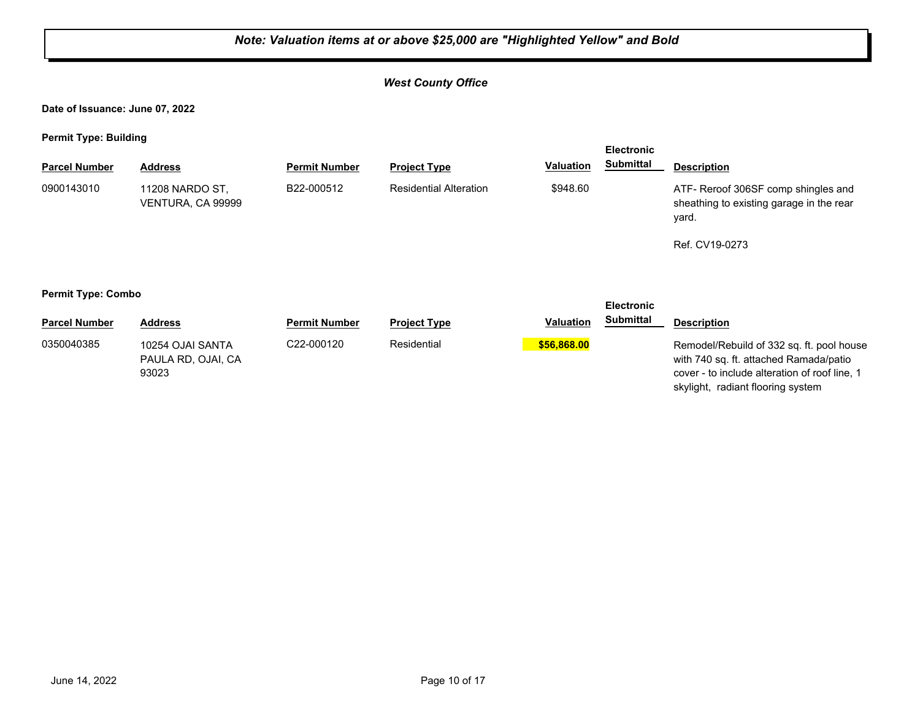**_Note: Valuation items at or above $25,000 are "Highlighted Yellow" and Bold_**

***West County Office***

**Date of Issuance: June 07, 2022**

**Permit Type: Building**

| Parcel Number | Address | Permit Number | Project Type | Valuation | Electronic Submittal | Description |
|---|---|---|---|---|---|---|
| 0900143010 | 11208 NARDO ST, VENTURA, CA 99999 | B22-000512 | Residential Alteration | $948.60 | | ATF- Reroof 306SF comp shingles and sheathing to existing garage in the rear yard.<br><br>Ref. CV19-0273 |

**Permit Type: Combo**

| Parcel Number | Address | Permit Number | Project Type | Valuation | Electronic Submittal | Description |
|---|---|---|---|---|---|---|
| 0350040385 | 10254 OJAI SANTA PAULA RD, OJAI, CA 93023 | C22-000120 | Residential | **$56,868.00** | | Remodel/Rebuild of 332 sq. ft. pool house with 740 sq. ft. attached Ramada/patio cover - to include alteration of roof line, 1 skylight, radiant flooring system |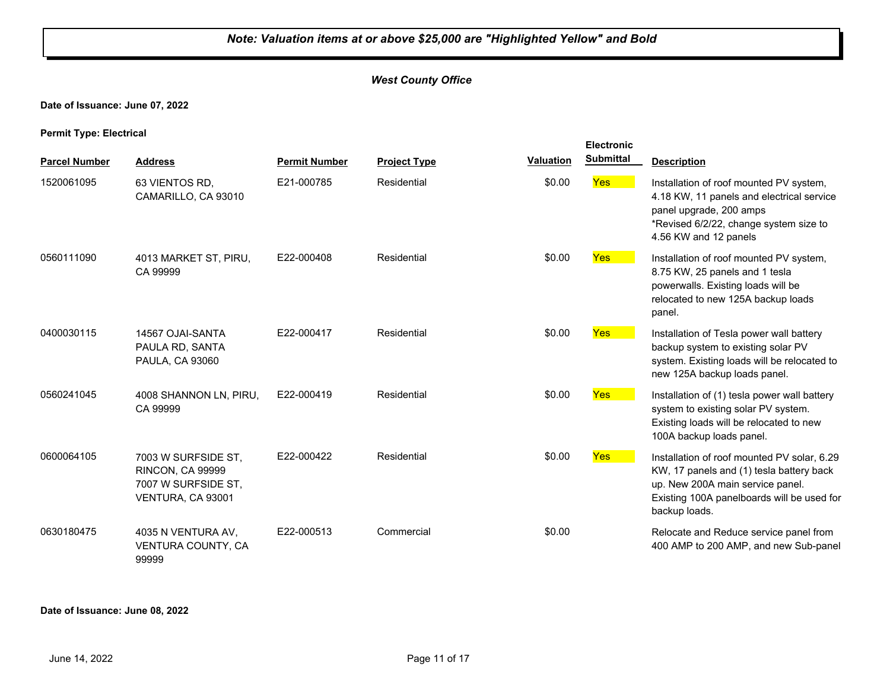***Note: Valuation items at or above $25,000 are "Highlighted Yellow" and Bold***

***West County Office***

**Date of Issuance: June 07, 2022**

**Permit Type: Electrical**

| Parcel Number | Address | Permit Number | Project Type | Valuation | Electronic Submittal | Description |
|---|---|---|---|---|---|---|
| 1520061095 | 63 VIENTOS RD, CAMARILLO, CA 93010 | E21-000785 | Residential | $0.00 | Yes | Installation of roof mounted PV system, 4.18 KW, 11 panels and electrical service panel upgrade, 200 amps *Revised 6/2/22, change system size to 4.56 KW and 12 panels |
| 0560111090 | 4013 MARKET ST, PIRU, CA 99999 | E22-000408 | Residential | $0.00 | Yes | Installation of roof mounted PV system, 8.75 KW, 25 panels and 1 tesla powerwalls. Existing loads will be relocated to new 125A backup loads panel. |
| 0400030115 | 14567 OJAI-SANTA PAULA RD, SANTA PAULA, CA 93060 | E22-000417 | Residential | $0.00 | Yes | Installation of Tesla power wall battery backup system to existing solar PV system. Existing loads will be relocated to new 125A backup loads panel. |
| 0560241045 | 4008 SHANNON LN, PIRU, CA 99999 | E22-000419 | Residential | $0.00 | Yes | Installation of (1) tesla power wall battery system to existing solar PV system. Existing loads will be relocated to new 100A backup loads panel. |
| 0600064105 | 7003 W SURFSIDE ST, RINCON, CA 99999 7007 W SURFSIDE ST, VENTURA, CA 93001 | E22-000422 | Residential | $0.00 | Yes | Installation of roof mounted PV solar, 6.29 KW, 17 panels and (1) tesla battery back up. New 200A main service panel. Existing 100A panelboards will be used for backup loads. |
| 0630180475 | 4035 N VENTURA AV, VENTURA COUNTY, CA 99999 | E22-000513 | Commercial | $0.00 | | Relocate and Reduce service panel from 400 AMP to 200 AMP, and new Sub-panel |

**Date of Issuance: June 08, 2022**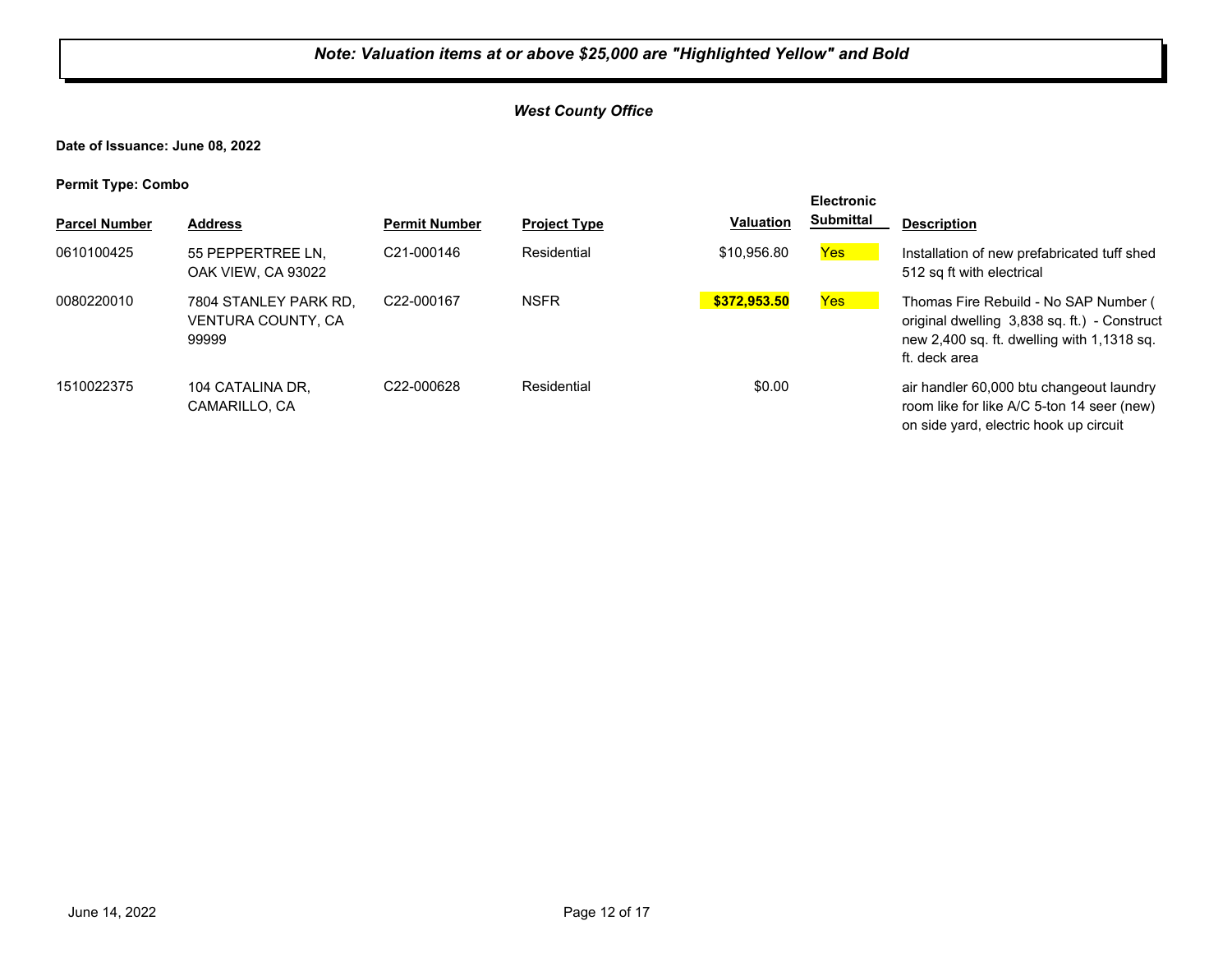***Note: Valuation items at or above $25,000 are "Highlighted Yellow" and Bold***

***West County Office***

**Date of Issuance: June 08, 2022**

**Permit Type: Combo**

| Parcel Number | Address | Permit Number | Project Type | Valuation | Electronic Submittal | Description |
|---|---|---|---|---|---|---|
| 0610100425 | 55 PEPPERTREE LN, OAK VIEW, CA 93022 | C21-000146 | Residential | $10,956.80 | Yes | Installation of new prefabricated tuff shed 512 sq ft with electrical |
| 0080220010 | 7804 STANLEY PARK RD, VENTURA COUNTY, CA 99999 | C22-000167 | NSFR | **$372,953.50** | Yes | Thomas Fire Rebuild - No SAP Number ( original dwelling 3,838 sq. ft.) - Construct new 2,400 sq. ft. dwelling with 1,1318 sq. ft. deck area |
| 1510022375 | 104 CATALINA DR, CAMARILLO, CA | C22-000628 | Residential | $0.00 | | air handler 60,000 btu changeout laundry room like for like A/C 5-ton 14 seer (new) on side yard, electric hook up circuit |

June 14, 2022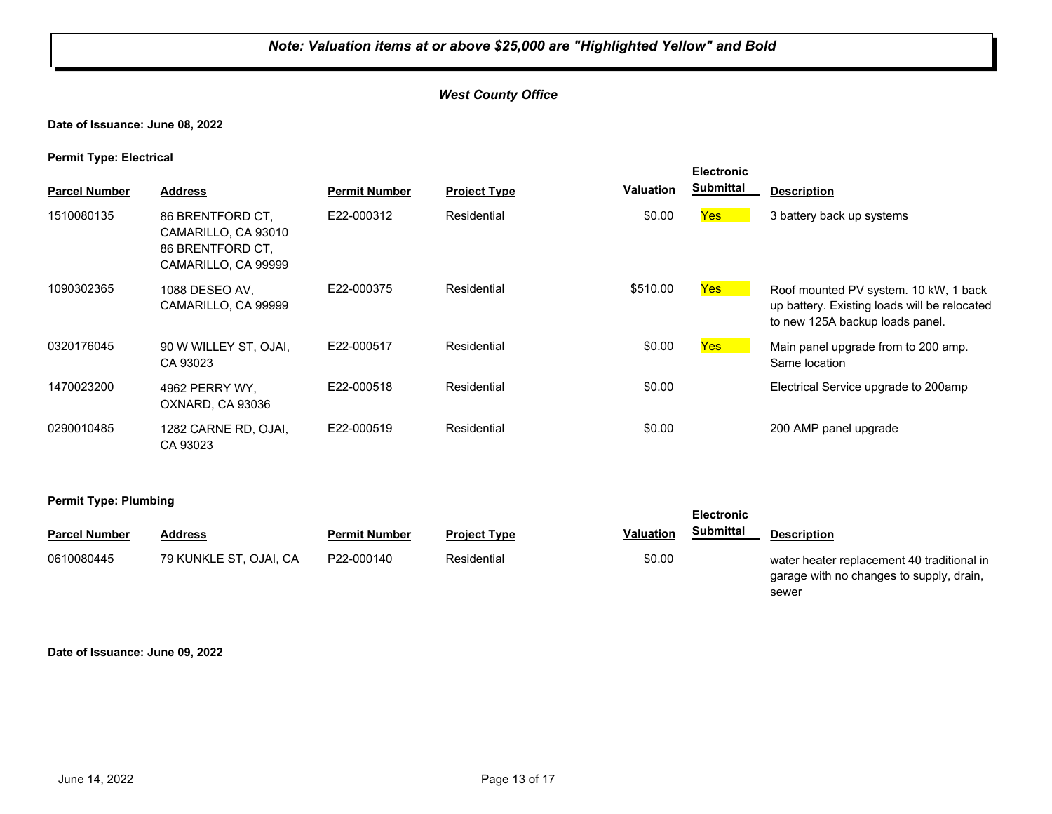***Note: Valuation items at or above $25,000 are "Highlighted Yellow" and Bold***

***West County Office***

**Date of Issuance: June 08, 2022**

**Permit Type: Electrical**

| Parcel Number | Address | Permit Number | Project Type | Valuation | Electronic Submittal | Description |
|---|---|---|---|---|---|---|
| 1510080135 | 86 BRENTFORD CT, CAMARILLO, CA 93010 86 BRENTFORD CT, CAMARILLO, CA 99999 | E22-000312 | Residential | $0.00 | Yes | 3 battery back up systems |
| 1090302365 | 1088 DESEO AV, CAMARILLO, CA 99999 | E22-000375 | Residential | $510.00 | Yes | Roof mounted PV system. 10 kW, 1 back up battery. Existing loads will be relocated to new 125A backup loads panel. |
| 0320176045 | 90 W WILLEY ST, OJAI, CA 93023 | E22-000517 | Residential | $0.00 | Yes | Main panel upgrade from to 200 amp. Same location |
| 1470023200 | 4962 PERRY WY, OXNARD, CA 93036 | E22-000518 | Residential | $0.00 | | Electrical Service upgrade to 200amp |
| 0290010485 | 1282 CARNE RD, OJAI, CA 93023 | E22-000519 | Residential | $0.00 | | 200 AMP panel upgrade |

**Permit Type: Plumbing**

| Parcel Number | Address | Permit Number | Project Type | Valuation | Electronic Submittal | Description |
|---|---|---|---|---|---|---|
| 0610080445 | 79 KUNKLE ST, OJAI, CA | P22-000140 | Residential | $0.00 | | water heater replacement 40 traditional in garage with no changes to supply, drain, sewer |

**Date of Issuance: June 09, 2022**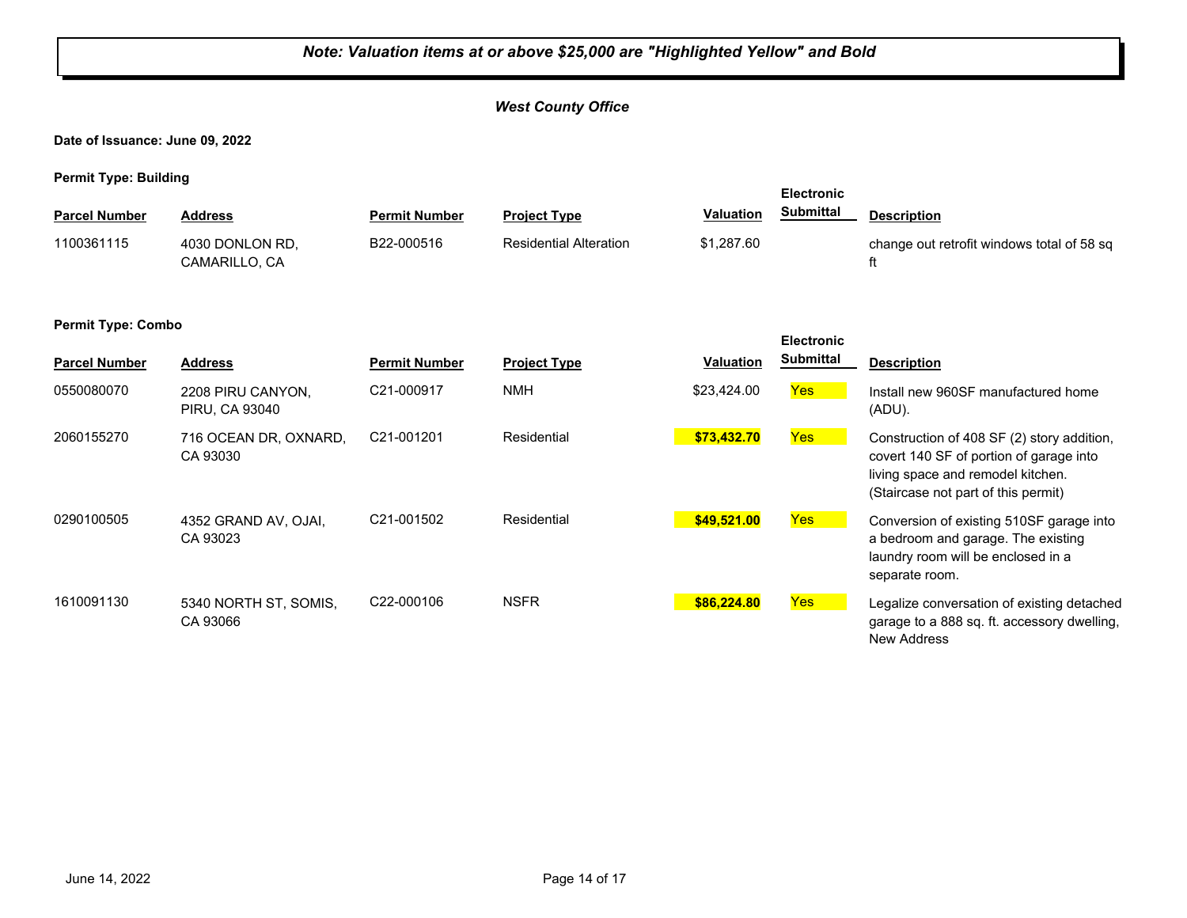***Note: Valuation items at or above $25,000 are "Highlighted Yellow" and Bold***

***West County Office***

**Date of Issuance: June 09, 2022**

**Permit Type: Building**

| Parcel Number | Address | Permit Number | Project Type | Valuation | Electronic Submittal | Description |
|---|---|---|---|---|---|---|
| 1100361115 | 4030 DONLON RD, CAMARILLO, CA | B22-000516 | Residential Alteration | $1,287.60 | | change out retrofit windows total of 58 sq ft |

**Permit Type: Combo**

| Parcel Number | Address | Permit Number | Project Type | Valuation | Electronic Submittal | Description |
|---|---|---|---|---|---|---|
| 0550080070 | 2208 PIRU CANYON, PIRU, CA 93040 | C21-000917 | NMH | $23,424.00 | Yes | Install new 960SF manufactured home (ADU). |
| 2060155270 | 716 OCEAN DR, OXNARD, CA 93030 | C21-001201 | Residential | **$73,432.70** | Yes | Construction of 408 SF (2) story addition, covert 140 SF of portion of garage into living space and remodel kitchen. (Staircase not part of this permit) |
| 0290100505 | 4352 GRAND AV, OJAI, CA 93023 | C21-001502 | Residential | **$49,521.00** | Yes | Conversion of existing 510SF garage into a bedroom and garage. The existing laundry room will be enclosed in a separate room. |
| 1610091130 | 5340 NORTH ST, SOMIS, CA 93066 | C22-000106 | NSFR | **$86,224.80** | Yes | Legalize conversation of existing detached garage to a 888 sq. ft. accessory dwelling, New Address |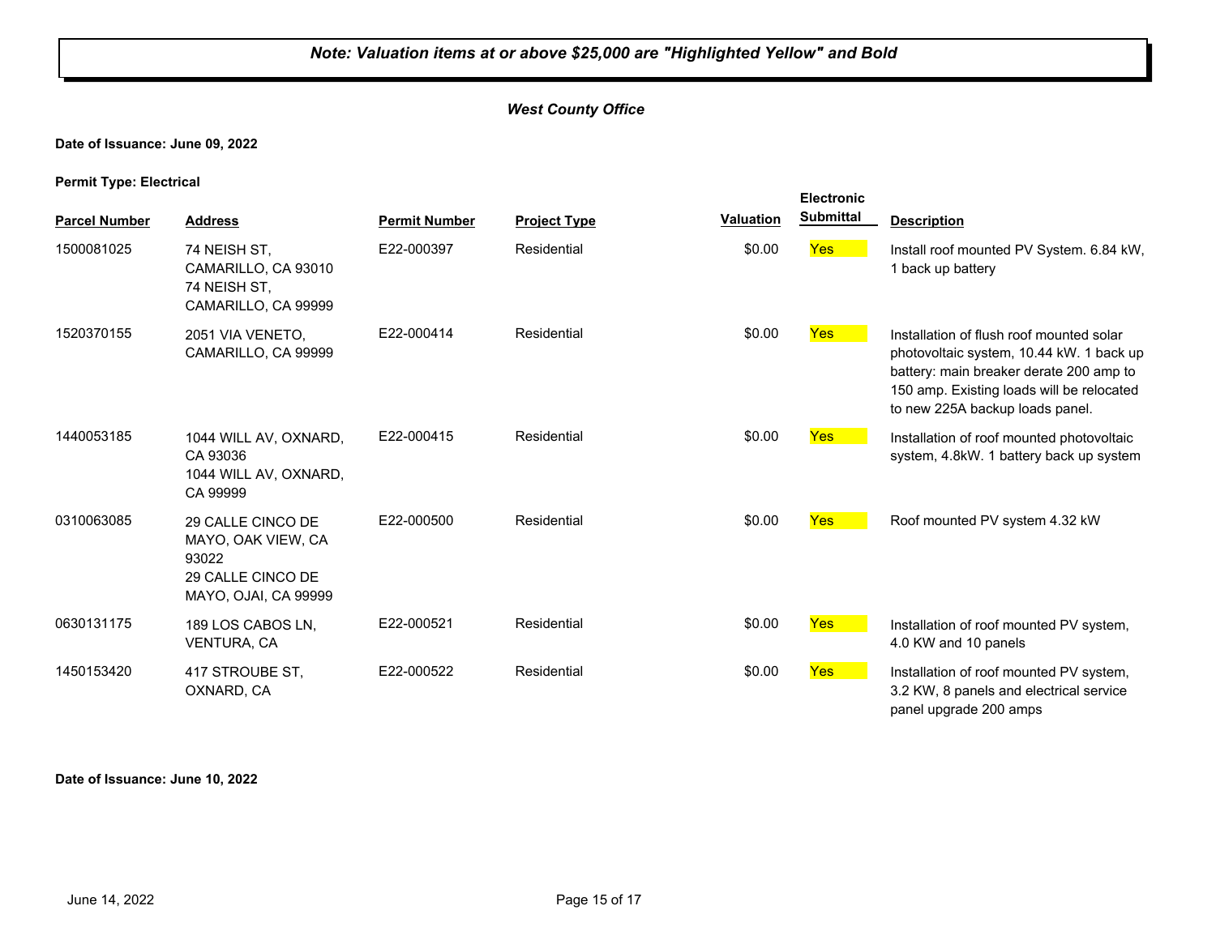***Note: Valuation items at or above $25,000 are "Highlighted Yellow" and Bold***

***West County Office***

**Date of Issuance: June 09, 2022**

**Permit Type: Electrical**

| Parcel Number | Address | Permit Number | Project Type | Valuation | Electronic Submittal | Description |
|---|---|---|---|---|---|---|
| 1500081025 | 74 NEISH ST, CAMARILLO, CA 93010 74 NEISH ST, CAMARILLO, CA 99999 | E22-000397 | Residential | $0.00 | Yes | Install roof mounted PV System. 6.84 kW, 1 back up battery |
| 1520370155 | 2051 VIA VENETO, CAMARILLO, CA 99999 | E22-000414 | Residential | $0.00 | Yes | Installation of flush roof mounted solar photovoltaic system, 10.44 kW. 1 back up battery: main breaker derate 200 amp to 150 amp. Existing loads will be relocated to new 225A backup loads panel. |
| 1440053185 | 1044 WILL AV, OXNARD, CA 93036 1044 WILL AV, OXNARD, CA 99999 | E22-000415 | Residential | $0.00 | Yes | Installation of roof mounted photovoltaic system, 4.8kW. 1 battery back up system |
| 0310063085 | 29 CALLE CINCO DE MAYO, OAK VIEW, CA 93022 29 CALLE CINCO DE MAYO, OJAI, CA 99999 | E22-000500 | Residential | $0.00 | Yes | Roof mounted PV system 4.32 kW |
| 0630131175 | 189 LOS CABOS LN, VENTURA, CA | E22-000521 | Residential | $0.00 | Yes | Installation of roof mounted PV system, 4.0 KW and 10 panels |
| 1450153420 | 417 STROUBE ST, OXNARD, CA | E22-000522 | Residential | $0.00 | Yes | Installation of roof mounted PV system, 3.2 KW, 8 panels and electrical service panel upgrade 200 amps |

**Date of Issuance: June 10, 2022**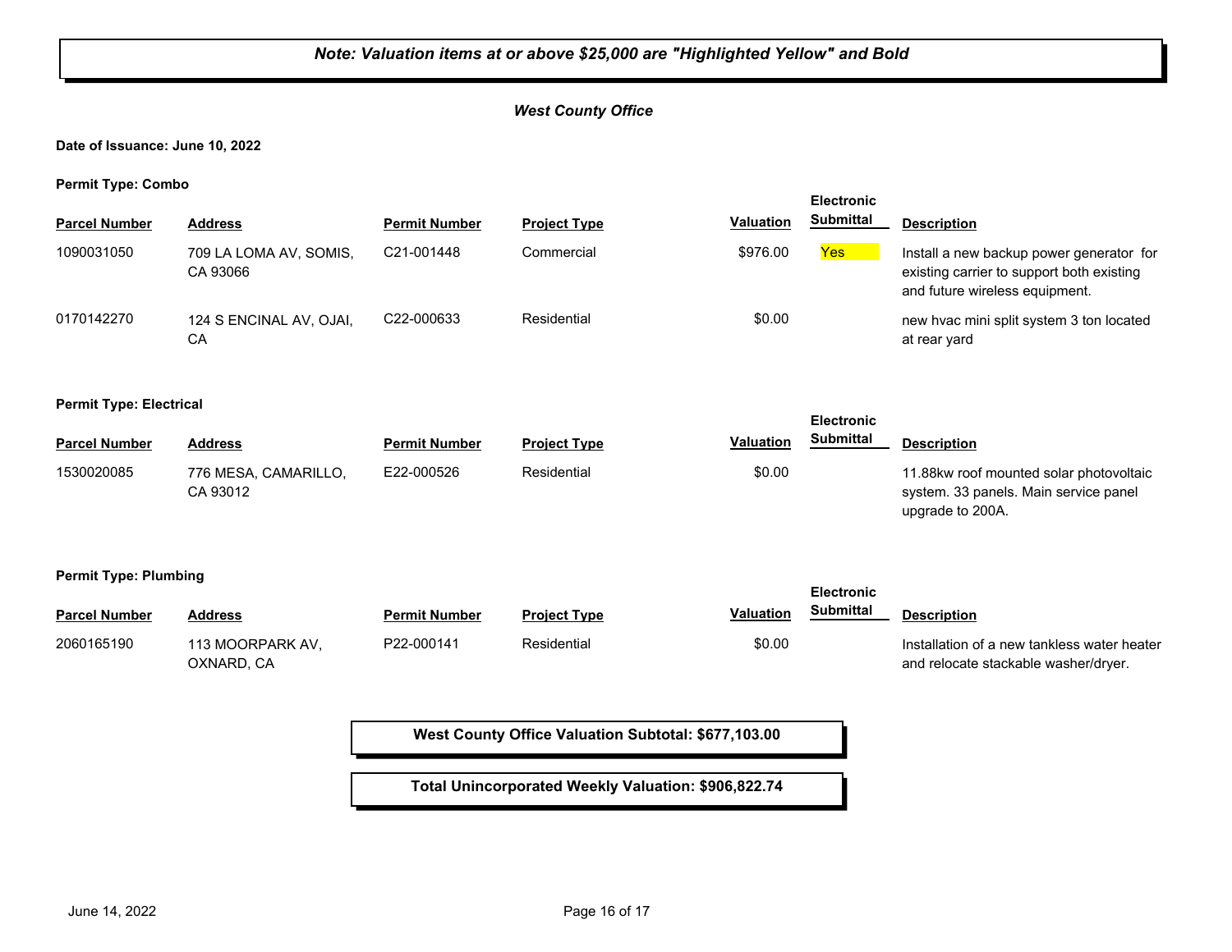***Note: Valuation items at or above $25,000 are "Highlighted Yellow" and Bold***

***West County Office***

**Date of Issuance: June 10, 2022**

**Permit Type: Combo**

| Parcel Number | Address | Permit Number | Project Type | Valuation | Electronic Submittal | Description |
|---|---|---|---|---|---|---|
| 1090031050 | 709 LA LOMA AV, SOMIS, CA 93066 | C21-001448 | Commercial | $976.00 | Yes | Install a new backup power generator for existing carrier to support both existing and future wireless equipment. |
| 0170142270 | 124 S ENCINAL AV, OJAI, CA | C22-000633 | Residential | $0.00 | | new hvac mini split system 3 ton located at rear yard |

**Permit Type: Electrical**

| Parcel Number | Address | Permit Number | Project Type | Valuation | Electronic Submittal | Description |
|---|---|---|---|---|---|---|
| 1530020085 | 776 MESA, CAMARILLO, CA 93012 | E22-000526 | Residential | $0.00 | | 11.88kw roof mounted solar photovoltaic system. 33 panels. Main service panel upgrade to 200A. |

**Permit Type: Plumbing**

| Parcel Number | Address | Permit Number | Project Type | Valuation | Electronic Submittal | Description |
|---|---|---|---|---|---|---|
| 2060165190 | 113 MOORPARK AV, OXNARD, CA | P22-000141 | Residential | $0.00 | | Installation of a new tankless water heater and relocate stackable washer/dryer. |

**West County Office Valuation Subtotal: $677,103.00**

**Total Unincorporated Weekly Valuation: $906,822.74**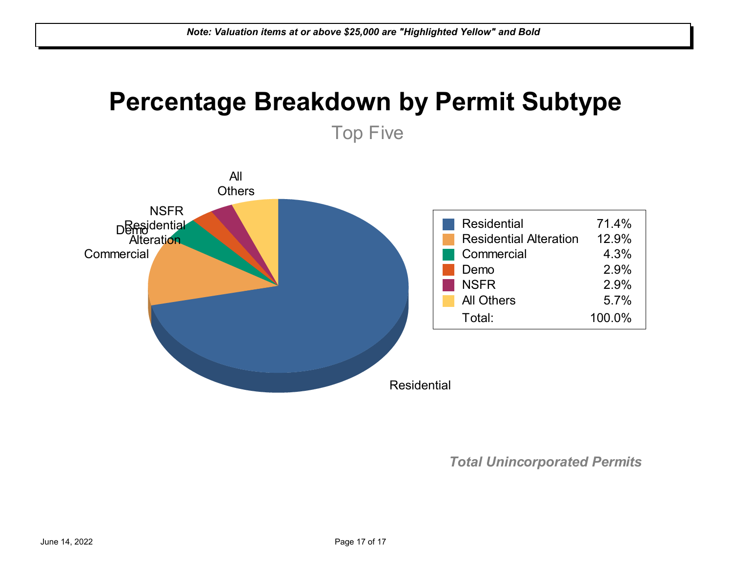***Note: Valuation items at or above $25,000 are "Highlighted Yellow" and Bold***

# Percentage Breakdown by Permit Subtype

Top Five

All Others
NSFR
Demo
Residential Alteration
Commercial
Residential

Residential 71.4%
Residential Alteration 12.9%
Commercial 4.3%
Demo 2.9%
NSFR 2.9%
All Others 5.7%
Total: 100.0%

***Total Unincorporated Permits***

June 14, 2022